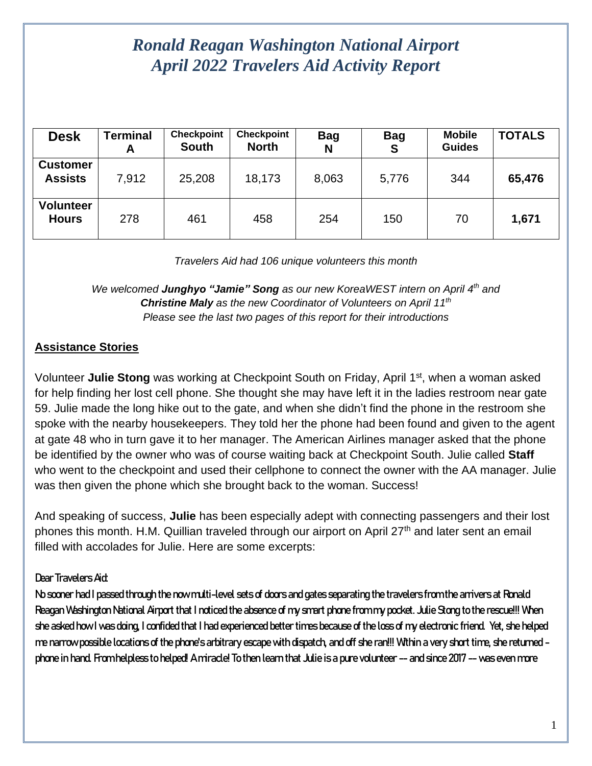# *Ronald Reagan Washington National Airport*
# *April 2022 Travelers Aid Activity Report*

| Desk | Terminal A | Checkpoint South | Checkpoint North | Bag N | Bag S | Mobile Guides | TOTALS |
|---|---|---|---|---|---|---|---|
| **Customer Assists** | 7,912 | 25,208 | 18,173 | 8,063 | 5,776 | 344 | **65,476** |
| **Volunteer Hours** | 278 | 461 | 458 | 254 | 150 | 70 | **1,671** |

*Travelers Aid had 106 unique volunteers this month*

*We welcomed **Junghyo "Jamie" Song** as our new KoreaWEST intern on April 4th and **Christine Maly** as the new Coordinator of Volunteers on April 11th*
*Please see the last two pages of this report for their introductions*

## Assistance Stories

Volunteer **Julie Stong** was working at Checkpoint South on Friday, April 1st, when a woman asked for help finding her lost cell phone. She thought she may have left it in the ladies restroom near gate 59. Julie made the long hike out to the gate, and when she didn't find the phone in the restroom she spoke with the nearby housekeepers. They told her the phone had been found and given to the agent at gate 48 who in turn gave it to her manager. The American Airlines manager asked that the phone be identified by the owner who was of course waiting back at Checkpoint South. Julie called **Staff** who went to the checkpoint and used their cellphone to connect the owner with the AA manager. Julie was then given the phone which she brought back to the woman. Success!

And speaking of success, **Julie** has been especially adept with connecting passengers and their lost phones this month. H.M. Quillian traveled through our airport on April 27th and later sent an email filled with accolades for Julie. Here are some excerpts:

Dear Travelers Aid:

No sooner had I passed through the now multi-level sets of doors and gates separating the travelers from the arrivers at Ronald Reagan Washington National Airport that I noticed the absence of my smart phone from my pocket. Julie Stong to the rescue!!! When she asked how I was doing, I confided that I had experienced better times because of the loss of my electronic friend. Yet, she helped me narrow possible locations of the phone's arbitrary escape with dispatch, and off she ran!!! Within a very short time, she returned – phone in hand. From helpless to helped! A miracle! To then learn that Julie is a pure volunteer –– and since 2017 –– was even more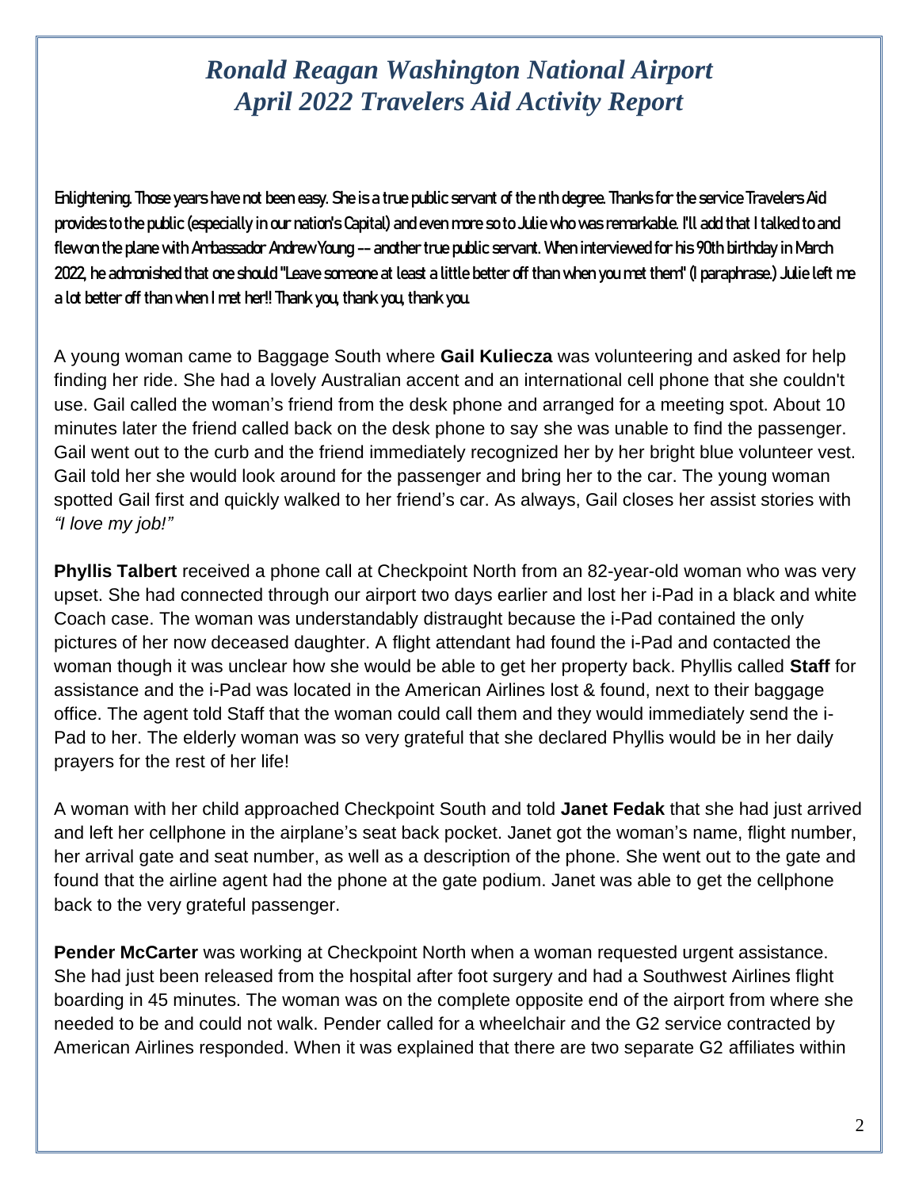# *Ronald Reagan Washington National Airport*
# *April 2022 Travelers Aid Activity Report*

Enlightening. Those years have not been easy. She is a true public servant of the nth degree. Thanks for the service Travelers Aid provides to the public (especially in our nation's Capital) and even more so to Julie who was remarkable. I'll add that I talked to and flew on the plane with Ambassador Andrew Young -- another true public servant. When interviewed for his 90th birthday in March 2022, he admonished that one should "Leave someone at least a little better off than when you met them" (I paraphrase.) Julie left me a lot better off than when I met her!! Thank you, thank you, thank you.

A young woman came to Baggage South where **Gail Kuliecza** was volunteering and asked for help finding her ride. She had a lovely Australian accent and an international cell phone that she couldn't use. Gail called the woman's friend from the desk phone and arranged for a meeting spot. About 10 minutes later the friend called back on the desk phone to say she was unable to find the passenger. Gail went out to the curb and the friend immediately recognized her by her bright blue volunteer vest. Gail told her she would look around for the passenger and bring her to the car. The young woman spotted Gail first and quickly walked to her friend's car. As always, Gail closes her assist stories with *"I love my job!"*

**Phyllis Talbert** received a phone call at Checkpoint North from an 82-year-old woman who was very upset. She had connected through our airport two days earlier and lost her i-Pad in a black and white Coach case. The woman was understandably distraught because the i-Pad contained the only pictures of her now deceased daughter. A flight attendant had found the i-Pad and contacted the woman though it was unclear how she would be able to get her property back. Phyllis called **Staff** for assistance and the i-Pad was located in the American Airlines lost & found, next to their baggage office. The agent told Staff that the woman could call them and they would immediately send the i-Pad to her. The elderly woman was so very grateful that she declared Phyllis would be in her daily prayers for the rest of her life!

A woman with her child approached Checkpoint South and told **Janet Fedak** that she had just arrived and left her cellphone in the airplane's seat back pocket. Janet got the woman's name, flight number, her arrival gate and seat number, as well as a description of the phone. She went out to the gate and found that the airline agent had the phone at the gate podium. Janet was able to get the cellphone back to the very grateful passenger.

**Pender McCarter** was working at Checkpoint North when a woman requested urgent assistance. She had just been released from the hospital after foot surgery and had a Southwest Airlines flight boarding in 45 minutes. The woman was on the complete opposite end of the airport from where she needed to be and could not walk. Pender called for a wheelchair and the G2 service contracted by American Airlines responded. When it was explained that there are two separate G2 affiliates within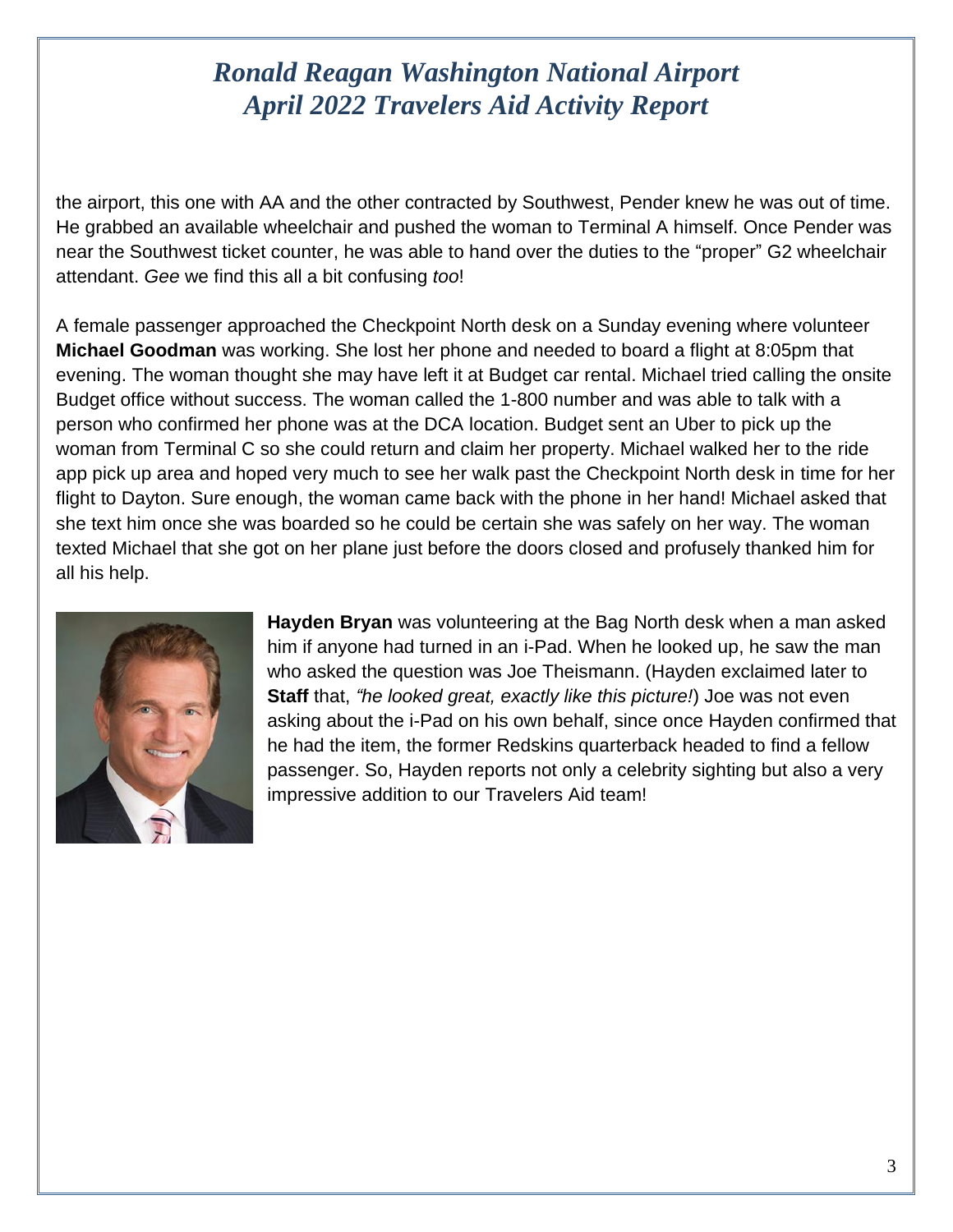the airport, this one with AA and the other contracted by Southwest, Pender knew he was out of time. He grabbed an available wheelchair and pushed the woman to Terminal A himself. Once Pender was near the Southwest ticket counter, he was able to hand over the duties to the "proper" G2 wheelchair attendant. *Gee* we find this all a bit confusing *too*!

A female passenger approached the Checkpoint North desk on a Sunday evening where volunteer **Michael Goodman** was working. She lost her phone and needed to board a flight at 8:05pm that evening. The woman thought she may have left it at Budget car rental. Michael tried calling the onsite Budget office without success. The woman called the 1-800 number and was able to talk with a person who confirmed her phone was at the DCA location. Budget sent an Uber to pick up the woman from Terminal C so she could return and claim her property. Michael walked her to the ride app pick up area and hoped very much to see her walk past the Checkpoint North desk in time for her flight to Dayton. Sure enough, the woman came back with the phone in her hand! Michael asked that she text him once she was boarded so he could be certain she was safely on her way. The woman texted Michael that she got on her plane just before the doors closed and profusely thanked him for all his help.

**Hayden Bryan** was volunteering at the Bag North desk when a man asked him if anyone had turned in an i-Pad. When he looked up, he saw the man who asked the question was Joe Theismann. (Hayden exclaimed later to **Staff** that, *"he looked great, exactly like this picture!*) Joe was not even asking about the i-Pad on his own behalf, since once Hayden confirmed that he had the item, the former Redskins quarterback headed to find a fellow passenger. So, Hayden reports not only a celebrity sighting but also a very impressive addition to our Travelers Aid team!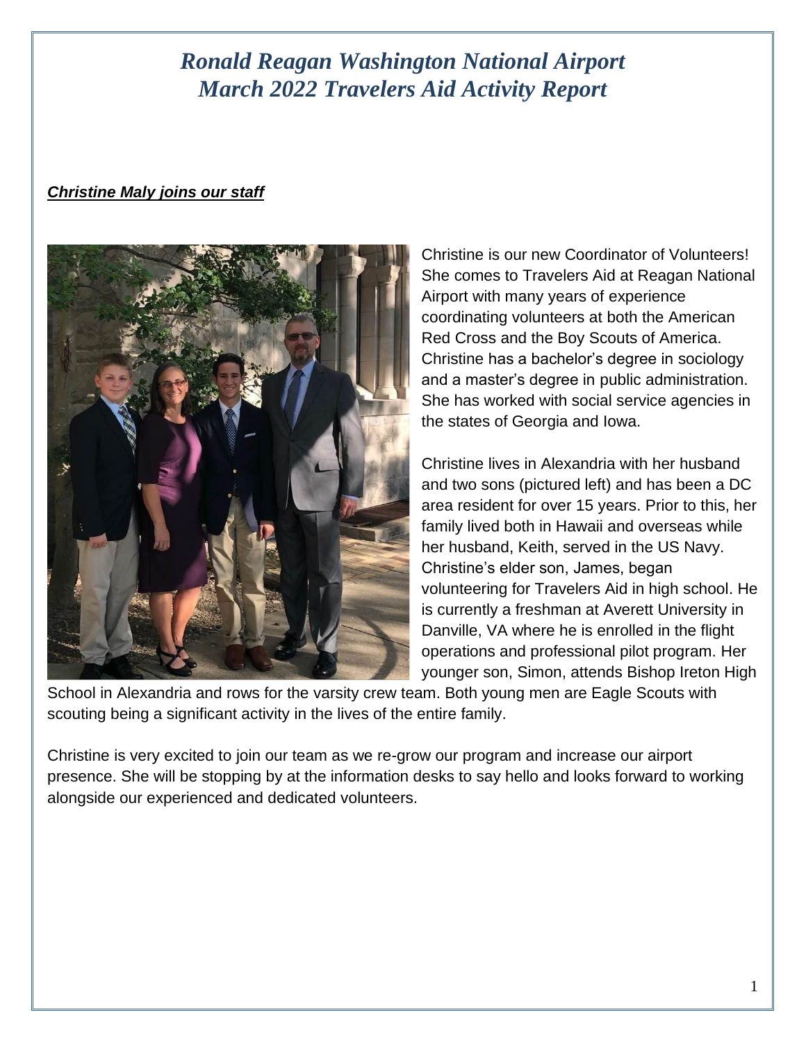# *Ronald Reagan Washington National Airport*
# *March 2022 Travelers Aid Activity Report*

***Christine Maly joins our staff***

Christine is our new Coordinator of Volunteers! She comes to Travelers Aid at Reagan National Airport with many years of experience coordinating volunteers at both the American Red Cross and the Boy Scouts of America. Christine has a bachelor's degree in sociology and a master's degree in public administration. She has worked with social service agencies in the states of Georgia and Iowa.

Christine lives in Alexandria with her husband and two sons (pictured left) and has been a DC area resident for over 15 years. Prior to this, her family lived both in Hawaii and overseas while her husband, Keith, served in the US Navy. Christine's elder son, James, began volunteering for Travelers Aid in high school. He is currently a freshman at Averett University in Danville, VA where he is enrolled in the flight operations and professional pilot program. Her younger son, Simon, attends Bishop Ireton High School in Alexandria and rows for the varsity crew team. Both young men are Eagle Scouts with scouting being a significant activity in the lives of the entire family.

Christine is very excited to join our team as we re-grow our program and increase our airport presence. She will be stopping by at the information desks to say hello and looks forward to working alongside our experienced and dedicated volunteers.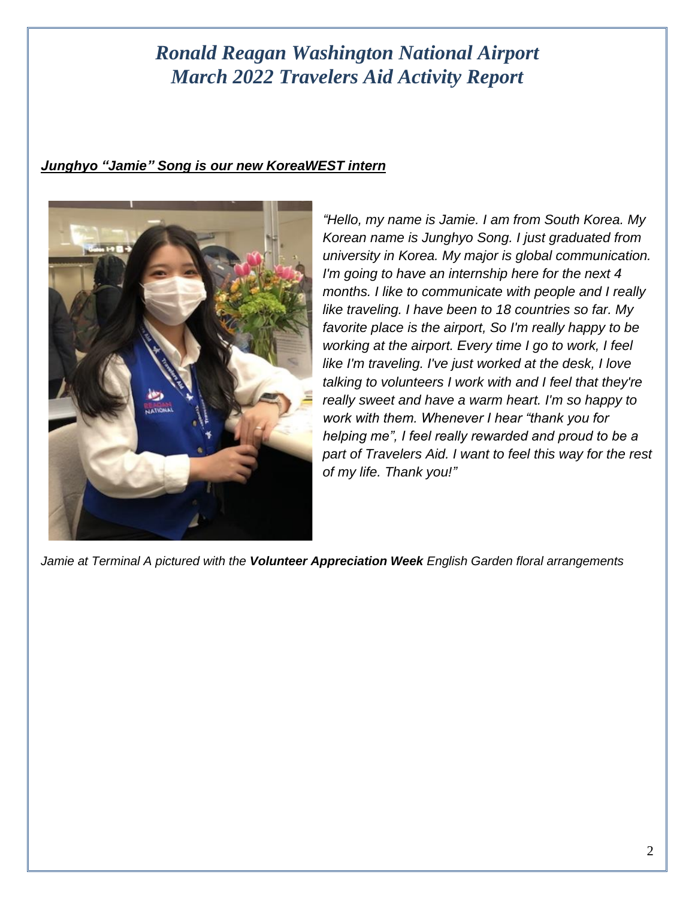# *Ronald Reagan Washington National Airport*
# *March 2022 Travelers Aid Activity Report*

***Junghyo "Jamie" Song is our new KoreaWEST intern***

*"Hello, my name is Jamie. I am from South Korea. My Korean name is Junghyo Song. I just graduated from university in Korea. My major is global communication. I'm going to have an internship here for the next 4 months. I like to communicate with people and I really like traveling. I have been to 18 countries so far. My favorite place is the airport, So I'm really happy to be working at the airport. Every time I go to work, I feel like I'm traveling. I've just worked at the desk, I love talking to volunteers I work with and I feel that they're really sweet and have a warm heart. I'm so happy to work with them. Whenever I hear "thank you for helping me", I feel really rewarded and proud to be a part of Travelers Aid. I want to feel this way for the rest of my life. Thank you!"*

*Jamie at Terminal A pictured with the* ***Volunteer Appreciation Week*** *English Garden floral arrangements*